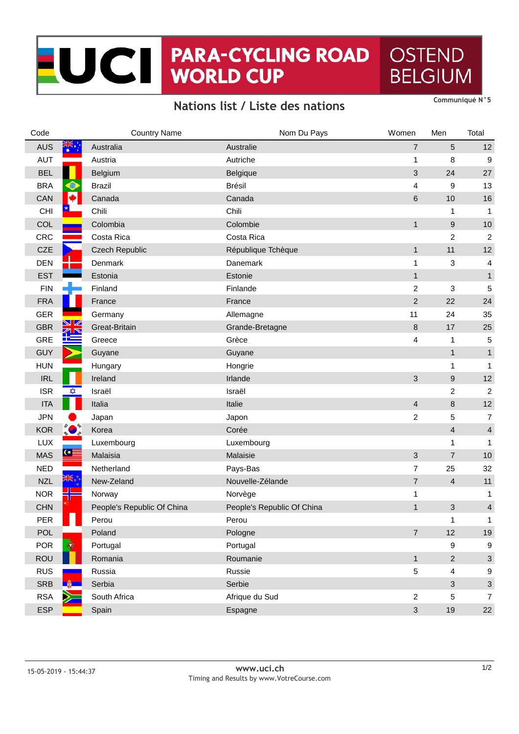# UCI PARA-CYCLING ROAD WORLD CUP OSTEND BELGIUM

Communiqué N°5

## Nations list / Liste des nations

| Code | Country Name | Nom Du Pays | Women | Men | Total |
|---|---|---|---|---|---|
| AUS | Australia | Australie | 7 | 5 | 12 |
| AUT | Austria | Autriche | 1 | 8 | 9 |
| BEL | Belgium | Belgique | 3 | 24 | 27 |
| BRA | Brazil | Brésil | 4 | 9 | 13 |
| CAN | Canada | Canada | 6 | 10 | 16 |
| CHI | Chili | Chili | | 1 | 1 |
| COL | Colombia | Colombie | 1 | 9 | 10 |
| CRC | Costa Rica | Costa Rica | | 2 | 2 |
| CZE | Czech Republic | République Tchèque | 1 | 11 | 12 |
| DEN | Denmark | Danemark | 1 | 3 | 4 |
| EST | Estonia | Estonie | 1 | | 1 |
| FIN | Finland | Finlande | 2 | 3 | 5 |
| FRA | France | France | 2 | 22 | 24 |
| GER | Germany | Allemagne | 11 | 24 | 35 |
| GBR | Great-Britain | Grande-Bretagne | 8 | 17 | 25 |
| GRE | Greece | Grèce | 4 | 1 | 5 |
| GUY | Guyane | Guyane | | 1 | 1 |
| HUN | Hungary | Hongrie | | 1 | 1 |
| IRL | Ireland | Irlande | 3 | 9 | 12 |
| ISR | Israël | Israël | | 2 | 2 |
| ITA | Italia | Italie | 4 | 8 | 12 |
| JPN | Japan | Japon | 2 | 5 | 7 |
| KOR | Korea | Corée | | 4 | 4 |
| LUX | Luxembourg | Luxembourg | | 1 | 1 |
| MAS | Malaisia | Malaisie | 3 | 7 | 10 |
| NED | Netherland | Pays-Bas | 7 | 25 | 32 |
| NZL | New-Zeland | Nouvelle-Zélande | 7 | 4 | 11 |
| NOR | Norway | Norvège | 1 | | 1 |
| CHN | People's Republic Of China | People's Republic Of China | 1 | 3 | 4 |
| PER | Perou | Perou | | 1 | 1 |
| POL | Poland | Pologne | 7 | 12 | 19 |
| POR | Portugal | Portugal | | 9 | 9 |
| ROU | Romania | Roumanie | 1 | 2 | 3 |
| RUS | Russia | Russie | 5 | 4 | 9 |
| SRB | Serbia | Serbie | | 3 | 3 |
| RSA | South Africa | Afrique du Sud | 2 | 5 | 7 |
| ESP | Spain | Espagne | 3 | 19 | 22 |

15-05-2019 - 15:44:37

www.uci.ch

Timing and Results by www.VotreCourse.com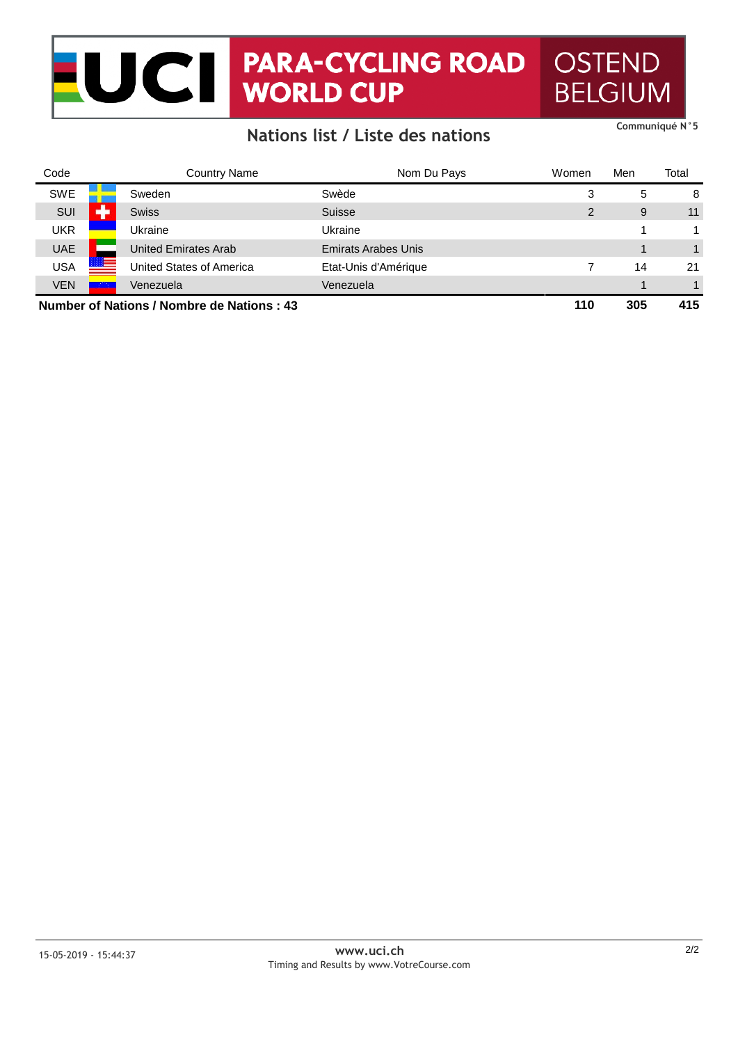PARA-CYCLING ROAD WORLD CUP

OSTEND BELGIUM

## Nations list / Liste des nations

Communiqué N°5

| Code | Country Name | Nom Du Pays | Women | Men | Total |
|---|---|---|---|---|---|
| SWE | Sweden | Swède | 3 | 5 | 8 |
| SUI | Swiss | Suisse | 2 | 9 | 11 |
| UKR | Ukraine | Ukraine | | 1 | 1 |
| UAE | United Emirates Arab | Emirats Arabes Unis | | 1 | 1 |
| USA | United States of America | Etat-Unis d'Amérique | 7 | 14 | 21 |
| VEN | Venezuela | Venezuela | | 1 | 1 |
| **Number of Nations / Nombre de Nations : 43** | | | **110** | **305** | **415** |

15-05-2019 - 15:44:37

www.uci.ch
Timing and Results by www.VotreCourse.com